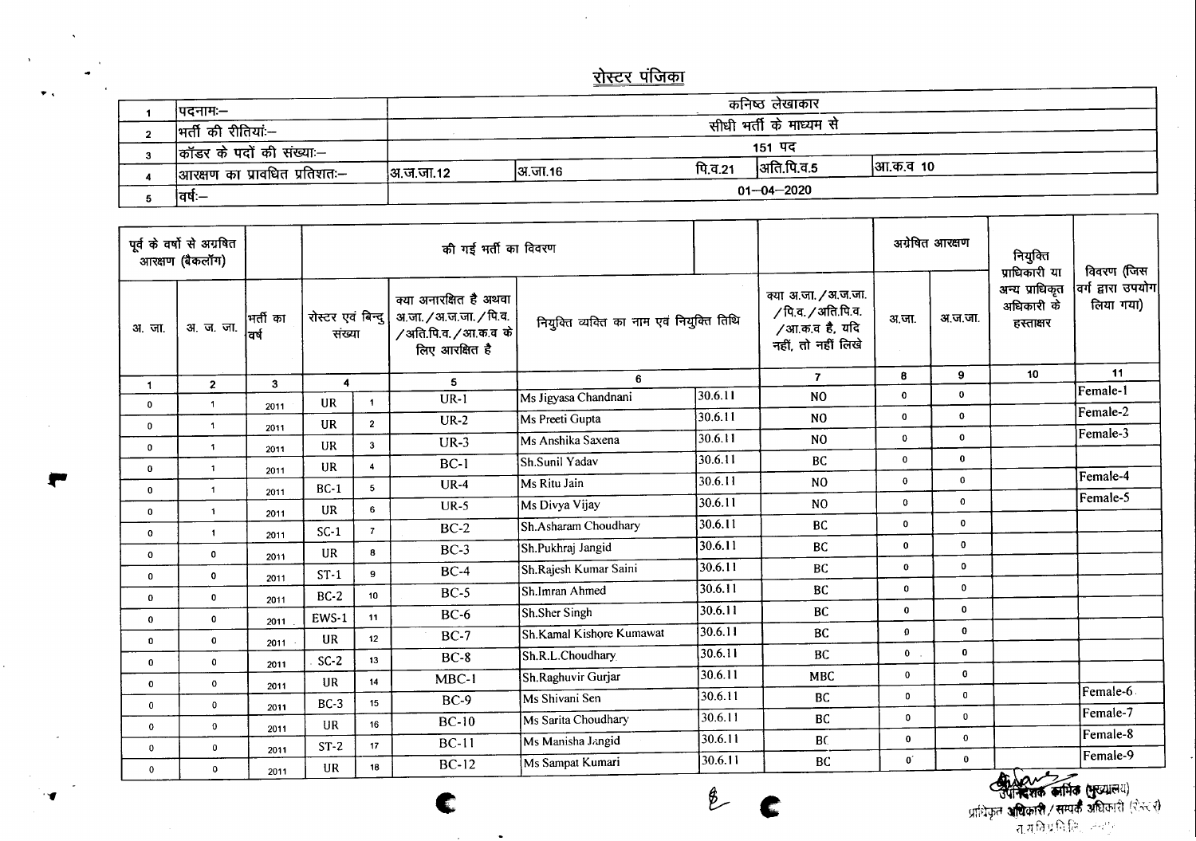# रोस्टर पंजिका

| | | | | | | |
|---|---|---|---|---|---|---|
| 1 | पदनामः– | कनिष्ठ लेखाकार | | | | |
| 2 | भर्ती की रीतियां:– | सीधी भर्ती के माध्यम से | | | | |
| 3 | कॉडर के पदों की संख्या:– | 151 पद | | | | |
| 4 | आरक्षण का प्रावधित प्रतिशत:– | अ.ज.जा.12 | अ.जा.16 | पि.व.21 | अति.पि.व.5 | आ.क.व 10 |
| 5 | वर्ष:– | 01–04–2020 | | | | |

| पूर्व के वर्षो से अग्रषित आरक्षण (बैकलॉग) | | | की गई भर्ती का विवरण | | | | | | अग्रेषित आरक्षण | | नियुक्ति प्राधिकारी या अन्य प्राधिकृत अधिकारी के हस्ताक्षर | विवरण (जिस वर्ग द्वारा उपयोग लिया गया) |
|---|---|---|---|---|---|---|---|---|---|---|---|---|
| अ. जा. | अ. ज. जा. | भर्ती का वर्ष | रोस्टर एवं बिन्दु संख्या | | क्या अनारक्षित है अथवा अ.जा./अ.ज.जा./पि.व./अति.पि.व./आ.क.व के लिए आरक्षित है | नियुक्ति व्यक्ति का नाम एवं नियुक्ति तिथि | | क्या अ.जा./अ.ज.जा./पि.व./अति.पि.व./आ.क.व है, यदि नहीं, तो नहीं लिखे | अ.जा. | अ.ज.जा. | | |
| 1 | 2 | 3 | 4 | | 5 | 6 | | 7 | 8 | 9 | 10 | 11 |
| 0 | 1 | 2011 | UR | 1 | UR-1 | Ms Jigyasa Chandnani | 30.6.11 | NO | 0 | 0 | | Female-1 |
| 0 | 1 | 2011 | UR | 2 | UR-2 | Ms Preeti Gupta | 30.6.11 | NO | 0 | 0 | | Female-2 |
| 0 | 1 | 2011 | UR | 3 | UR-3 | Ms Anshika Saxena | 30.6.11 | NO | 0 | 0 | | Female-3 |
| 0 | 1 | 2011 | UR | 4 | BC-1 | Sh.Sunil Yadav | 30.6.11 | BC | 0 | 0 | | |
| 0 | 1 | 2011 | BC-1 | 5 | UR-4 | Ms Ritu Jain | 30.6.11 | NO | 0 | 0 | | Female-4 |
| 0 | 1 | 2011 | UR | 6 | UR-5 | Ms Divya Vijay | 30.6.11 | NO | 0 | 0 | | Female-5 |
| 0 | 1 | 2011 | SC-1 | 7 | BC-2 | Sh.Asharam Choudhary | 30.6.11 | BC | 0 | 0 | | |
| 0 | 0 | 2011 | UR | 8 | BC-3 | Sh.Pukhraj Jangid | 30.6.11 | BC | 0 | 0 | | |
| 0 | 0 | 2011 | ST-1 | 9 | BC-4 | Sh.Rajesh Kumar Saini | 30.6.11 | BC | 0 | 0 | | |
| 0 | 0 | 2011 | BC-2 | 10 | BC-5 | Sh.Imran Ahmed | 30.6.11 | BC | 0 | 0 | | |
| 0 | 0 | 2011 | EWS-1 | 11 | BC-6 | Sh.Sher Singh | 30.6.11 | BC | 0 | 0 | | |
| 0 | 0 | 2011 | UR | 12 | BC-7 | Sh.Kamal Kishore Kumawat | 30.6.11 | BC | 0 | 0 | | |
| 0 | 0 | 2011 | SC-2 | 13 | BC-8 | Sh.R.L.Choudhary | 30.6.11 | BC | 0 | 0 | | |
| 0 | 0 | 2011 | UR | 14 | MBC-1 | Sh.Raghuvir Gurjar | 30.6.11 | MBC | 0 | 0 | | |
| 0 | 0 | 2011 | BC-3 | 15 | BC-9 | Ms Shivani Sen | 30.6.11 | BC | 0 | 0 | | Female-6 |
| 0 | 0 | 2011 | UR | 16 | BC-10 | Ms Sarita Choudhary | 30.6.11 | BC | 0 | 0 | | Female-7 |
| 0 | 0 | 2011 | ST-2 | 17 | BC-11 | Ms Manisha Jangid | 30.6.11 | BC | 0 | 0 | | Female-8 |
| 0 | 0 | 2011 | UR | 18 | BC-12 | Ms Sampat Kumari | 30.6.11 | BC | 0 | 0 | | Female-9 |

उपनिदेशक कार्मिक (मुख्यालय)
प्राधिकृत अधिकारी / सम्पर्क अधिकारी (रोस्टर)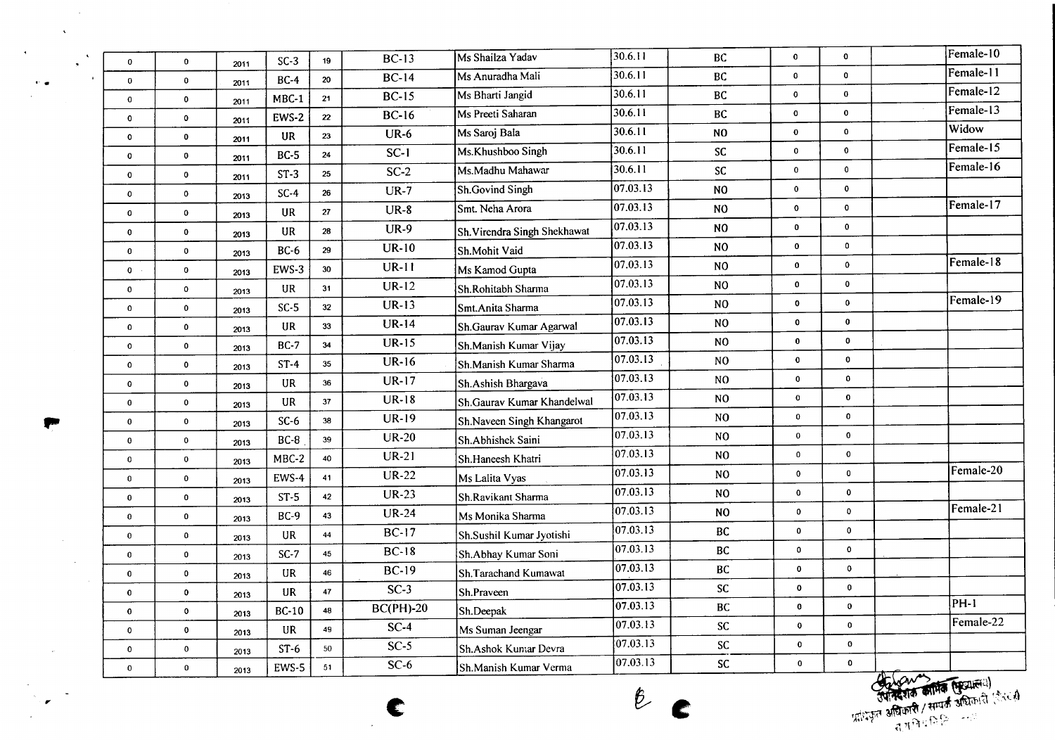| | | | | | | | | | | | | |
|---|---|---|---|---|---|---|---|---|---|---|---|---|
| 0 | 0 | 2011 | SC-3 | 19 | BC-13 | Ms Shailza Yadav | 30.6.11 | BC | 0 | 0 | | Female-10 |
| 0 | 0 | 2011 | BC-4 | 20 | BC-14 | Ms Anuradha Mali | 30.6.11 | BC | 0 | 0 | | Female-11 |
| 0 | 0 | 2011 | MBC-1 | 21 | BC-15 | Ms Bharti Jangid | 30.6.11 | BC | 0 | 0 | | Female-12 |
| 0 | 0 | 2011 | EWS-2 | 22 | BC-16 | Ms Preeti Saharan | 30.6.11 | BC | 0 | 0 | | Female-13 |
| 0 | 0 | 2011 | UR | 23 | UR-6 | Ms Saroj Bala | 30.6.11 | NO | 0 | 0 | | Widow |
| 0 | 0 | 2011 | BC-5 | 24 | SC-1 | Ms.Khushboo Singh | 30.6.11 | SC | 0 | 0 | | Female-15 |
| 0 | 0 | 2011 | ST-3 | 25 | SC-2 | Ms.Madhu Mahawar | 30.6.11 | SC | 0 | 0 | | Female-16 |
| 0 | 0 | 2013 | SC-4 | 26 | UR-7 | Sh.Govind Singh | 07.03.13 | NO | 0 | 0 | | |
| 0 | 0 | 2013 | UR | 27 | UR-8 | Smt. Neha Arora | 07.03.13 | NO | 0 | 0 | | Female-17 |
| 0 | 0 | 2013 | UR | 28 | UR-9 | Sh.Virendra Singh Shekhawat | 07.03.13 | NO | 0 | 0 | | |
| 0 | 0 | 2013 | BC-6 | 29 | UR-10 | Sh.Mohit Vaid | 07.03.13 | NO | 0 | 0 | | |
| 0 | 0 | 2013 | EWS-3 | 30 | UR-11 | Ms Kamod Gupta | 07.03.13 | NO | 0 | 0 | | Female-18 |
| 0 | 0 | 2013 | UR | 31 | UR-12 | Sh.Rohitabh Sharma | 07.03.13 | NO | 0 | 0 | | |
| 0 | 0 | 2013 | SC-5 | 32 | UR-13 | Smt.Anita Sharma | 07.03.13 | NO | 0 | 0 | | Female-19 |
| 0 | 0 | 2013 | UR | 33 | UR-14 | Sh.Gaurav Kumar Agarwal | 07.03.13 | NO | 0 | 0 | | |
| 0 | 0 | 2013 | BC-7 | 34 | UR-15 | Sh.Manish Kumar Vijay | 07.03.13 | NO | 0 | 0 | | |
| 0 | 0 | 2013 | ST-4 | 35 | UR-16 | Sh.Manish Kumar Sharma | 07.03.13 | NO | 0 | 0 | | |
| 0 | 0 | 2013 | UR | 36 | UR-17 | Sh.Ashish Bhargava | 07.03.13 | NO | 0 | 0 | | |
| 0 | 0 | 2013 | UR | 37 | UR-18 | Sh.Gaurav Kumar Khandelwal | 07.03.13 | NO | 0 | 0 | | |
| 0 | 0 | 2013 | SC-6 | 38 | UR-19 | Sh.Naveen Singh Khangarot | 07.03.13 | NO | 0 | 0 | | |
| 0 | 0 | 2013 | BC-8 | 39 | UR-20 | Sh.Abhishek Saini | 07.03.13 | NO | 0 | 0 | | |
| 0 | 0 | 2013 | MBC-2 | 40 | UR-21 | Sh.Haneesh Khatri | 07.03.13 | NO | 0 | 0 | | |
| 0 | 0 | 2013 | EWS-4 | 41 | UR-22 | Ms Lalita Vyas | 07.03.13 | NO | 0 | 0 | | Female-20 |
| 0 | 0 | 2013 | ST-5 | 42 | UR-23 | Sh.Ravikant Sharma | 07.03.13 | NO | 0 | 0 | | |
| 0 | 0 | 2013 | BC-9 | 43 | UR-24 | Ms Monika Sharma | 07.03.13 | NO | 0 | 0 | | Female-21 |
| 0 | 0 | 2013 | UR | 44 | BC-17 | Sh.Sushil Kumar Jyotishi | 07.03.13 | BC | 0 | 0 | | |
| 0 | 0 | 2013 | SC-7 | 45 | BC-18 | Sh.Abhay Kumar Soni | 07.03.13 | BC | 0 | 0 | | |
| 0 | 0 | 2013 | UR | 46 | BC-19 | Sh.Tarachand Kumawat | 07.03.13 | BC | 0 | 0 | | |
| 0 | 0 | 2013 | UR | 47 | SC-3 | Sh.Praveen | 07.03.13 | SC | 0 | 0 | | |
| 0 | 0 | 2013 | BC-10 | 48 | BC(PH)-20 | Sh.Deepak | 07.03.13 | BC | 0 | 0 | | PH-1 |
| 0 | 0 | 2013 | UR | 49 | SC-4 | Ms Suman Jeengar | 07.03.13 | SC | 0 | 0 | | Female-22 |
| 0 | 0 | 2013 | ST-6 | 50 | SC-5 | Sh.Ashok Kumar Devra | 07.03.13 | SC | 0 | 0 | | |
| 0 | 0 | 2013 | EWS-5 | 51 | SC-6 | Sh.Manish Kumar Verma | 07.03.13 | SC | 0 | 0 | | |

उपनिदेशक कार्मिक (मुख्यालय)
प्राधिकृत अधिकारी / सम्पर्क अधिकारी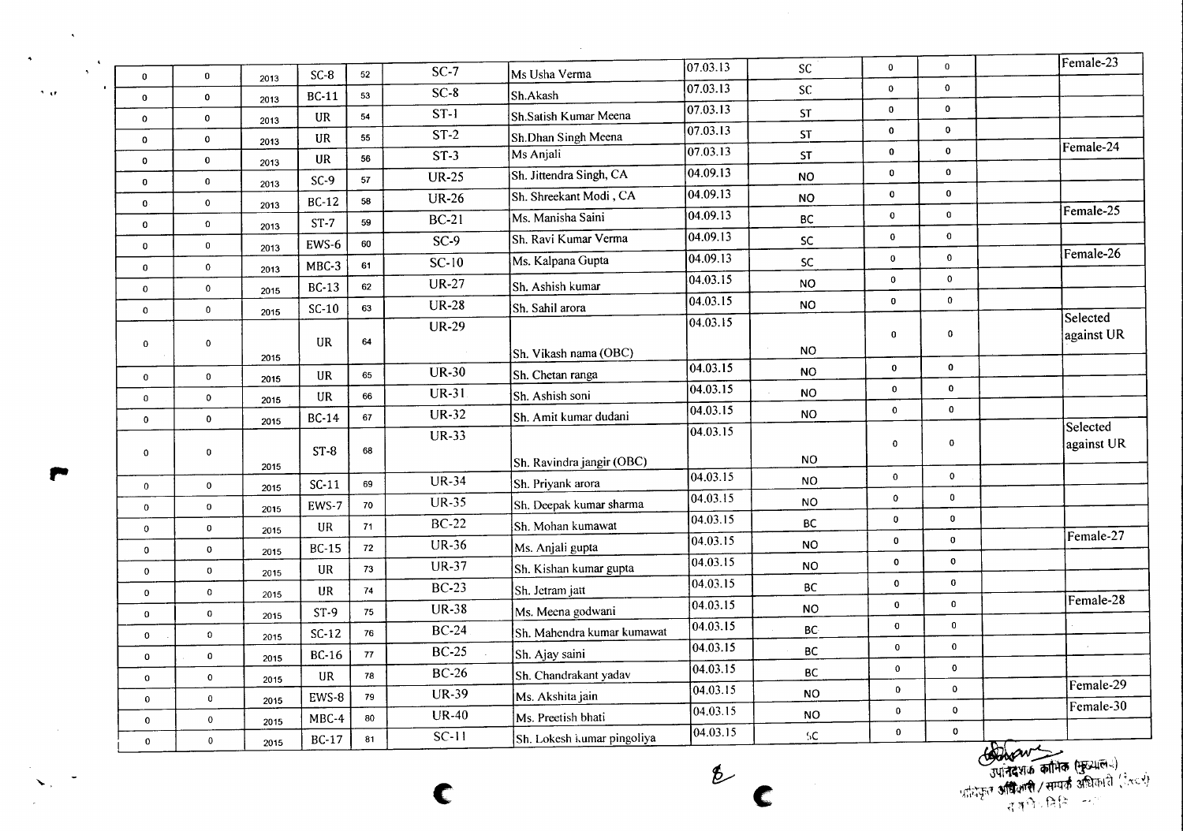| | | | | | | | | | | | | |
|---|---|---|---|---|---|---|---|---|---|---|---|---|
| 0 | 0 | 2013 | SC-8 | 52 | SC-7 | Ms Usha Verma | 07.03.13 | SC | 0 | 0 | | Female-23 |
| 0 | 0 | 2013 | BC-11 | 53 | SC-8 | Sh.Akash | 07.03.13 | SC | 0 | 0 | | |
| 0 | 0 | 2013 | UR | 54 | ST-1 | Sh.Satish Kumar Meena | 07.03.13 | ST | 0 | 0 | | |
| 0 | 0 | 2013 | UR | 55 | ST-2 | Sh.Dhan Singh Meena | 07.03.13 | ST | 0 | 0 | | |
| 0 | 0 | 2013 | UR | 56 | ST-3 | Ms Anjali | 07.03.13 | ST | 0 | 0 | | Female-24 |
| 0 | 0 | 2013 | SC-9 | 57 | UR-25 | Sh. Jittendra Singh, CA | 04.09.13 | NO | 0 | 0 | | |
| 0 | 0 | 2013 | BC-12 | 58 | UR-26 | Sh. Shreekant Modi , CA | 04.09.13 | NO | 0 | 0 | | |
| 0 | 0 | 2013 | ST-7 | 59 | BC-21 | Ms. Manisha Saini | 04.09.13 | BC | 0 | 0 | | Female-25 |
| 0 | 0 | 2013 | EWS-6 | 60 | SC-9 | Sh. Ravi Kumar Verma | 04.09.13 | SC | 0 | 0 | | |
| 0 | 0 | 2013 | MBC-3 | 61 | SC-10 | Ms. Kalpana Gupta | 04.09.13 | SC | 0 | 0 | | Female-26 |
| 0 | 0 | 2015 | BC-13 | 62 | UR-27 | Sh. Ashish kumar | 04.03.15 | NO | 0 | 0 | | |
| 0 | 0 | 2015 | SC-10 | 63 | UR-28 | Sh. Sahil arora | 04.03.15 | NO | 0 | 0 | | |
| 0 | 0 | 2015 | UR | 64 | UR-29 | Sh. Vikash nama (OBC) | 04.03.15 | NO | 0 | 0 | | Selected against UR |
| 0 | 0 | 2015 | UR | 65 | UR-30 | Sh. Chetan ranga | 04.03.15 | NO | 0 | 0 | | |
| 0 | 0 | 2015 | UR | 66 | UR-31 | Sh. Ashish soni | 04.03.15 | NO | 0 | 0 | | |
| 0 | 0 | 2015 | BC-14 | 67 | UR-32 | Sh. Amit kumar dudani | 04.03.15 | NO | 0 | 0 | | |
| 0 | 0 | 2015 | ST-8 | 68 | UR-33 | Sh. Ravindra jangir (OBC) | 04.03.15 | NO | 0 | 0 | | Selected against UR |
| 0 | 0 | 2015 | SC-11 | 69 | UR-34 | Sh. Priyank arora | 04.03.15 | NO | 0 | 0 | | |
| 0 | 0 | 2015 | EWS-7 | 70 | UR-35 | Sh. Deepak kumar sharma | 04.03.15 | NO | 0 | 0 | | |
| 0 | 0 | 2015 | UR | 71 | BC-22 | Sh. Mohan kumawat | 04.03.15 | BC | 0 | 0 | | |
| 0 | 0 | 2015 | BC-15 | 72 | UR-36 | Ms. Anjali gupta | 04.03.15 | NO | 0 | 0 | | Female-27 |
| 0 | 0 | 2015 | UR | 73 | UR-37 | Sh. Kishan kumar gupta | 04.03.15 | NO | 0 | 0 | | |
| 0 | 0 | 2015 | UR | 74 | BC-23 | Sh. Jetram jatt | 04.03.15 | BC | 0 | 0 | | |
| 0 | 0 | 2015 | ST-9 | 75 | UR-38 | Ms. Meena godwani | 04.03.15 | NO | 0 | 0 | | Female-28 |
| 0 | 0 | 2015 | SC-12 | 76 | BC-24 | Sh. Mahendra kumar kumawat | 04.03.15 | BC | 0 | 0 | | |
| 0 | 0 | 2015 | BC-16 | 77 | BC-25 | Sh. Ajay saini | 04.03.15 | BC | 0 | 0 | | |
| 0 | 0 | 2015 | UR | 78 | BC-26 | Sh. Chandrakant yadav | 04.03.15 | BC | 0 | 0 | | |
| 0 | 0 | 2015 | EWS-8 | 79 | UR-39 | Ms. Akshita jain | 04.03.15 | NO | 0 | 0 | | Female-29 |
| 0 | 0 | 2015 | MBC-4 | 80 | UR-40 | Ms. Preetish bhati | 04.03.15 | NO | 0 | 0 | | Female-30 |
| 0 | 0 | 2015 | BC-17 | 81 | SC-11 | Sh. Lokesh kumar pingoliya | 04.03.15 | SC | 0 | 0 | | |

उपनिदेशक कार्मिक (मुख्यालय)
प्राधिकृत अधिकारी / सम्पर्क अधिकारी (...)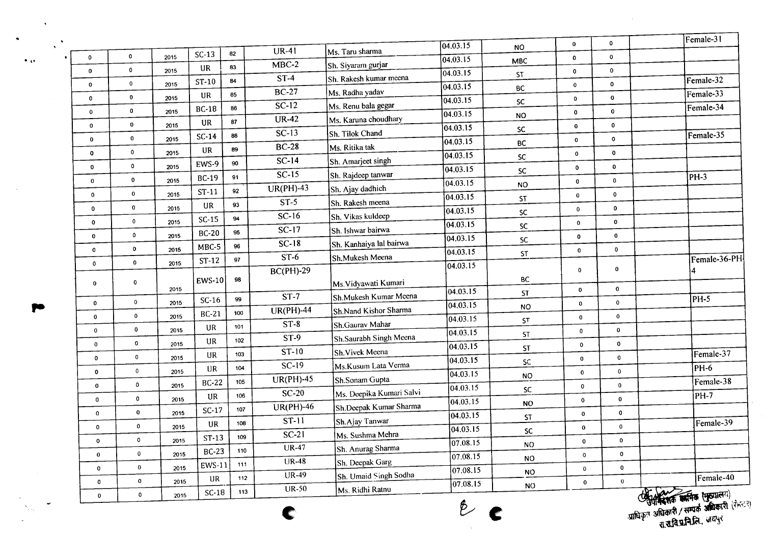| | | | | | | | | | | | | |
|---|---|---|---|---|---|---|---|---|---|---|---|---|
| | | | | | | | | | | | | Female-31 |
| 0 | 0 | 2015 | SC-13 | 82 | UR-41 | Ms. Taru sharma | 04.03.15 | NO | 0 | 0 | | |
| 0 | 0 | 2015 | UR | 83 | MBC-2 | Sh. Siyaram gurjar | 04.03.15 | MBC | 0 | 0 | | |
| 0 | 0 | 2015 | ST-10 | 84 | ST-4 | Sh. Rakesh kumar meena | 04.03.15 | ST | 0 | 0 | | |
| 0 | 0 | 2015 | UR | 85 | BC-27 | Ms. Radha yadav | 04.03.15 | BC | 0 | 0 | | Female-32 |
| 0 | 0 | 2015 | BC-18 | 86 | SC-12 | Ms. Renu bala gegar | 04.03.15 | SC | 0 | 0 | | Female-33 |
| 0 | 0 | 2015 | UR | 87 | UR-42 | Ms. Karuna choudhary | 04.03.15 | NO | 0 | 0 | | Female-34 |
| 0 | 0 | 2015 | SC-14 | 88 | SC-13 | Sh. Tilok Chand | 04.03.15 | SC | 0 | 0 | | |
| 0 | 0 | 2015 | UR | 89 | BC-28 | Ms. Ritika tak | 04.03.15 | BC | 0 | 0 | | Female-35 |
| 0 | 0 | 2015 | EWS-9 | 90 | SC-14 | Sh. Amarjeet singh | 04.03.15 | SC | 0 | 0 | | |
| 0 | 0 | 2015 | BC-19 | 91 | SC-15 | Sh. Rajdeep tanwar | 04.03.15 | SC | 0 | 0 | | |
| 0 | 0 | 2015 | ST-11 | 92 | UR(PH)-43 | Sh. Ajay dadhich | 04.03.15 | NO | 0 | 0 | | PH-3 |
| 0 | 0 | 2015 | UR | 93 | ST-5 | Sh. Rakesh meena | 04.03.15 | ST | 0 | 0 | | |
| 0 | 0 | 2015 | SC-15 | 94 | SC-16 | Sh. Vikas kuldeep | 04.03.15 | SC | 0 | 0 | | |
| 0 | 0 | 2015 | BC-20 | 95 | SC-17 | Sh. Ishwar bairwa | 04.03.15 | SC | 0 | 0 | | |
| 0 | 0 | 2015 | MBC-5 | 96 | SC-18 | Sh. Kanhaiya lal bairwa | 04.03.15 | SC | 0 | 0 | | |
| 0 | 0 | 2015 | ST-12 | 97 | ST-6 | Sh.Mukesh Meena | 04.03.15 | ST | 0 | 0 | | |
| 0 | 0 | 2015 | EWS-10 | 98 | BC(PH)-29 | Ms.Vidyawati Kumari | 04.03.15 | BC | 0 | 0 | | Female-36-PH-4 |
| 0 | 0 | 2015 | SC-16 | 99 | ST-7 | Sh.Mukesh Kumar Meena | 04.03.15 | ST | 0 | 0 | | |
| 0 | 0 | 2015 | BC-21 | 100 | UR(PH)-44 | Sh.Nand Kishor Sharma | 04.03.15 | NO | 0 | 0 | | PH-5 |
| 0 | 0 | 2015 | UR | 101 | ST-8 | Sh.Gaurav Mahar | 04.03.15 | ST | 0 | 0 | | |
| 0 | 0 | 2015 | UR | 102 | ST-9 | Sh.Saurabh Singh Meena | 04.03.15 | ST | 0 | 0 | | |
| 0 | 0 | 2015 | UR | 103 | ST-10 | Sh.Vivek Meena | 04.03.15 | ST | 0 | 0 | | |
| 0 | 0 | 2015 | UR | 104 | SC-19 | Ms.Kusum Lata Verma | 04.03.15 | SC | 0 | 0 | | Female-37 |
| 0 | 0 | 2015 | BC-22 | 105 | UR(PH)-45 | Sh.Sonam Gupta | 04.03.15 | NO | 0 | 0 | | PH-6 |
| 0 | 0 | 2015 | UR | 106 | SC-20 | Ms. Deepika Kumari Salvi | 04.03.15 | SC | 0 | 0 | | Female-38 |
| 0 | 0 | 2015 | SC-17 | 107 | UR(PH)-46 | Sh.Deepak Kumar Sharma | 04.03.15 | NO | 0 | 0 | | PH-7 |
| 0 | 0 | 2015 | UR | 108 | ST-11 | Sh.Ajay Tanwar | 04.03.15 | ST | 0 | 0 | | |
| 0 | 0 | 2015 | ST-13 | 109 | SC-21 | Ms. Sushma Mehra | 04.03.15 | SC | 0 | 0 | | Female-39 |
| 0 | 0 | 2015 | BC-23 | 110 | UR-47 | Sh. Anurag Sharma | 07.08.15 | NO | 0 | 0 | | |
| 0 | 0 | 2015 | EWS-11 | 111 | UR-48 | Sh. Deepak Garg | 07.08.15 | NO | 0 | 0 | | |
| 0 | 0 | 2015 | UR | 112 | UR-49 | Sh. Umaid Singh Sodha | 07.08.15 | NO | 0 | 0 | | |
| 0 | 0 | 2015 | SC-18 | 113 | UR-50 | Ms. Ridhi Ratnu | 07.08.15 | NO | 0 | 0 | | Female-40 |

उपनिदेशक कार्मिक (मुख्यालय)
प्राधिकृत अधिकारी / सम्पर्क अधिकारी (सैल)
रा.रा.वि.प्र.नि.लि., जयपुर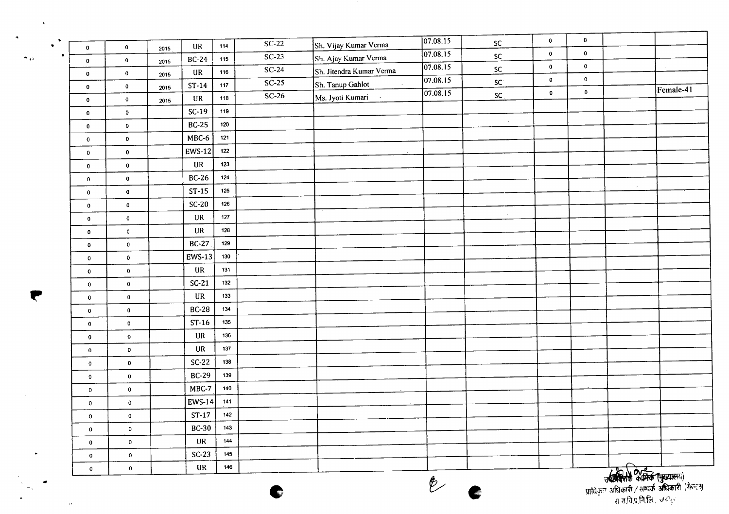| | | | | | | | | | | | | |
|---|---|---|---|---|---|---|---|---|---|---|---|---|
| 0 | 0 | 2015 | UR | 114 | SC-22 | Sh. Vijay Kumar Verma | 07.08.15 | SC | 0 | 0 | | |
| 0 | 0 | 2015 | BC-24 | 115 | SC-23 | Sh. Ajay Kumar Verma | 07.08.15 | SC | 0 | 0 | | |
| 0 | 0 | 2015 | UR | 116 | SC-24 | Sh. Jitendra Kumar Verma | 07.08.15 | SC | 0 | 0 | | |
| 0 | 0 | 2015 | ST-14 | 117 | SC-25 | Sh. Tanup Gahlot | 07.08.15 | SC | 0 | 0 | | |
| 0 | 0 | 2015 | UR | 118 | SC-26 | Ms. Jyoti Kumari | 07.08.15 | SC | 0 | 0 | | Female-41 |
| 0 | 0 | | SC-19 | 119 | | | | | | | | |
| 0 | 0 | | BC-25 | 120 | | | | | | | | |
| 0 | 0 | | MBC-6 | 121 | | | | | | | | |
| 0 | 0 | | EWS-12 | 122 | | | | | | | | |
| 0 | 0 | | UR | 123 | | | | | | | | |
| 0 | 0 | | BC-26 | 124 | | | | | | | | |
| 0 | 0 | | ST-15 | 125 | | | | | | | | |
| 0 | 0 | | SC-20 | 126 | | | | | | | | |
| 0 | 0 | | UR | 127 | | | | | | | | |
| 0 | 0 | | UR | 128 | | | | | | | | |
| 0 | 0 | | BC-27 | 129 | | | | | | | | |
| 0 | 0 | | EWS-13 | 130 | | | | | | | | |
| 0 | 0 | | UR | 131 | | | | | | | | |
| 0 | 0 | | SC-21 | 132 | | | | | | | | |
| 0 | 0 | | UR | 133 | | | | | | | | |
| 0 | 0 | | BC-28 | 134 | | | | | | | | |
| 0 | 0 | | ST-16 | 135 | | | | | | | | |
| 0 | 0 | | UR | 136 | | | | | | | | |
| 0 | 0 | | UR | 137 | | | | | | | | |
| 0 | 0 | | SC-22 | 138 | | | | | | | | |
| 0 | 0 | | BC-29 | 139 | | | | | | | | |
| 0 | 0 | | MBC-7 | 140 | | | | | | | | |
| 0 | 0 | | EWS-14 | 141 | | | | | | | | |
| 0 | 0 | | ST-17 | 142 | | | | | | | | |
| 0 | 0 | | BC-30 | 143 | | | | | | | | |
| 0 | 0 | | UR | 144 | | | | | | | | |
| 0 | 0 | | SC-23 | 145 | | | | | | | | |
| 0 | 0 | | UR | 146 | | | | | | | | |

उपनिदेशक कार्मिक (मुख्यालय)
प्राधिकृत अधिकारी / सम्पर्क अधिकारी (रोस्टर)
रा.रा.वि.प्र.नि.लि., जयपुर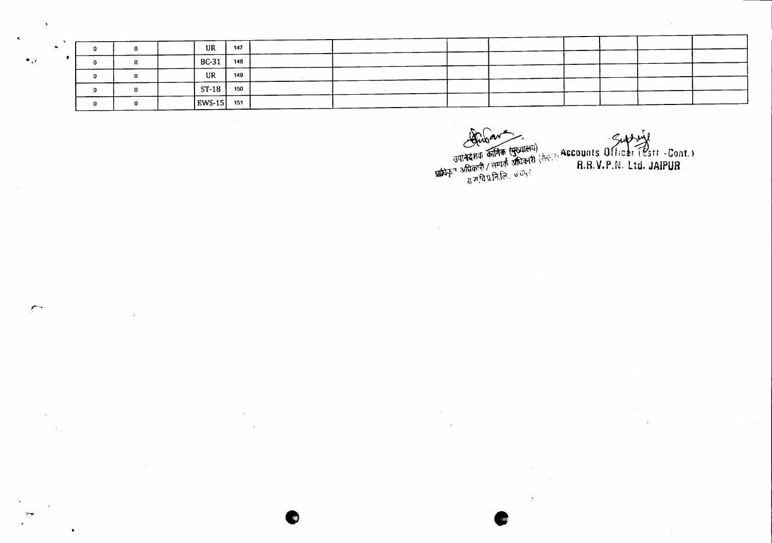| | | | | | | | | | | | | | |
|---|---|---|---|---|---|---|---|---|---|---|---|---|---|
| 0 | 0 | | UR | 147 | | | | | | | | | |
| 0 | 0 | | BC-31 | 148 | | | | | | | | | |
| 0 | 0 | | UR | 149 | | | | | | | | | |
| 0 | 0 | | ST-18 | 150 | | | | | | | | | |
| 0 | 0 | | EWS-15 | 151 | | | | | | | | | |

उपनिदेशक कार्मिक (मुख्यालय)
प्राधिकृत अधिकारी / सम्पर्क अधिकारी (सेल)
रा.रा.वि.प्र.नि.लि., जयपुर

Accounts Officer (Estt.-Cont.)
R.R.V.P.N. Ltd. JAIPUR